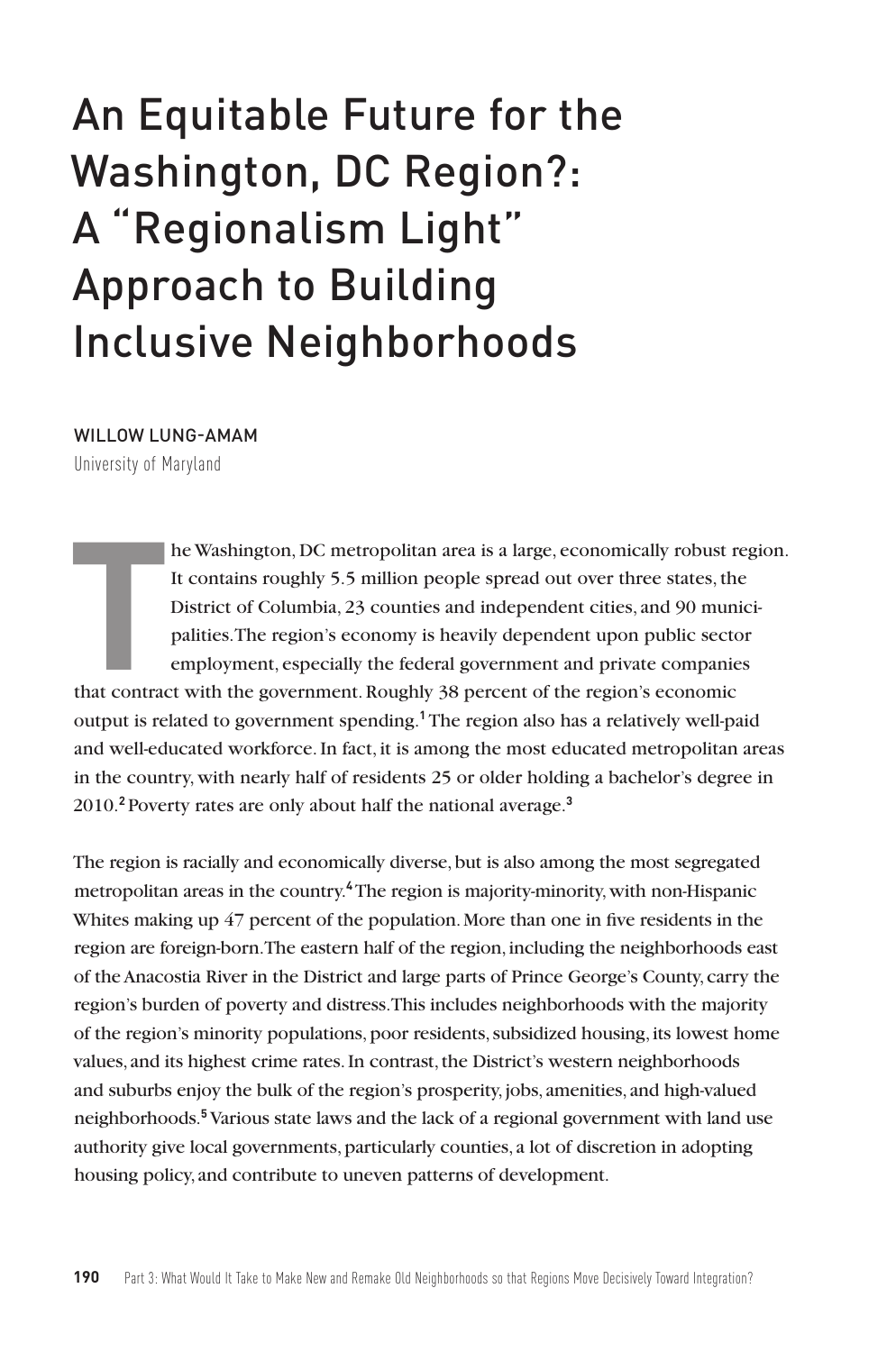# An Equitable Future for the Washington, DC Region?: A "Regionalism Light" Approach to Building Inclusive Neighborhoods

WILLOW LUNG-AMAM
University of Maryland

The Washington, DC metropolitan area is a large, economically robust region. It contains roughly 5.5 million people spread out over three states, the District of Columbia, 23 counties and independent cities, and 90 municipalities. The region's economy is heavily dependent upon public sector employment, especially the federal government and private companies that contract with the government. Roughly 38 percent of the region's economic output is related to government spending.[1] The region also has a relatively well-paid and well-educated workforce. In fact, it is among the most educated metropolitan areas in the country, with nearly half of residents 25 or older holding a bachelor's degree in 2010.[2] Poverty rates are only about half the national average.[3]

The region is racially and economically diverse, but is also among the most segregated metropolitan areas in the country.[4] The region is majority-minority, with non-Hispanic Whites making up 47 percent of the population. More than one in five residents in the region are foreign-born. The eastern half of the region, including the neighborhoods east of the Anacostia River in the District and large parts of Prince George's County, carry the region's burden of poverty and distress. This includes neighborhoods with the majority of the region's minority populations, poor residents, subsidized housing, its lowest home values, and its highest crime rates. In contrast, the District's western neighborhoods and suburbs enjoy the bulk of the region's prosperity, jobs, amenities, and high-valued neighborhoods.[5] Various state laws and the lack of a regional government with land use authority give local governments, particularly counties, a lot of discretion in adopting housing policy, and contribute to uneven patterns of development.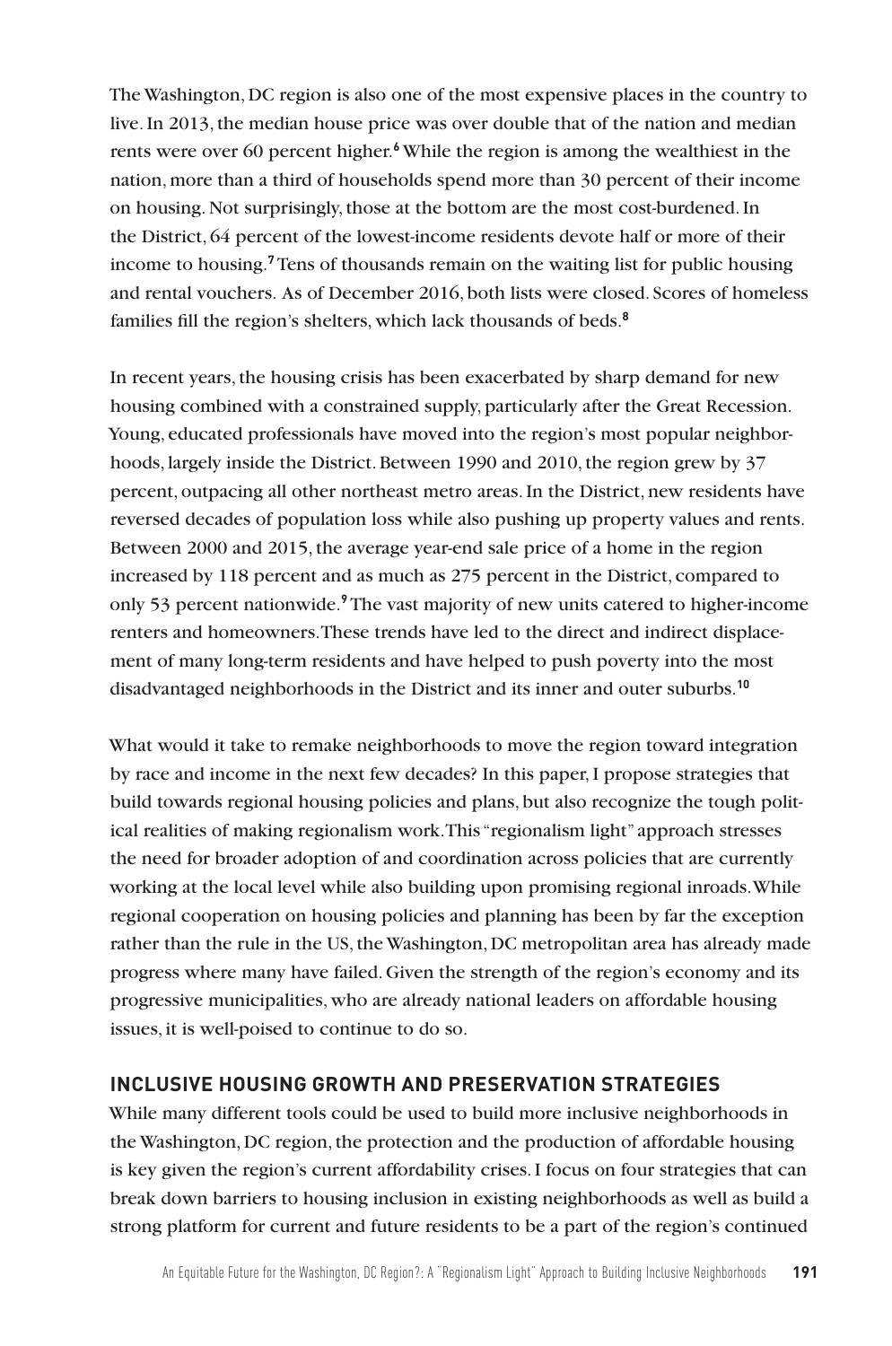The Washington, DC region is also one of the most expensive places in the country to live. In 2013, the median house price was over double that of the nation and median rents were over 60 percent higher.[6] While the region is among the wealthiest in the nation, more than a third of households spend more than 30 percent of their income on housing. Not surprisingly, those at the bottom are the most cost-burdened. In the District, 64 percent of the lowest-income residents devote half or more of their income to housing.[7] Tens of thousands remain on the waiting list for public housing and rental vouchers. As of December 2016, both lists were closed. Scores of homeless families fill the region's shelters, which lack thousands of beds.[8]

In recent years, the housing crisis has been exacerbated by sharp demand for new housing combined with a constrained supply, particularly after the Great Recession. Young, educated professionals have moved into the region's most popular neighborhoods, largely inside the District. Between 1990 and 2010, the region grew by 37 percent, outpacing all other northeast metro areas. In the District, new residents have reversed decades of population loss while also pushing up property values and rents. Between 2000 and 2015, the average year-end sale price of a home in the region increased by 118 percent and as much as 275 percent in the District, compared to only 53 percent nationwide.[9] The vast majority of new units catered to higher-income renters and homeowners. These trends have led to the direct and indirect displacement of many long-term residents and have helped to push poverty into the most disadvantaged neighborhoods in the District and its inner and outer suburbs.[10]

What would it take to remake neighborhoods to move the region toward integration by race and income in the next few decades? In this paper, I propose strategies that build towards regional housing policies and plans, but also recognize the tough political realities of making regionalism work. This "regionalism light" approach stresses the need for broader adoption of and coordination across policies that are currently working at the local level while also building upon promising regional inroads. While regional cooperation on housing policies and planning has been by far the exception rather than the rule in the US, the Washington, DC metropolitan area has already made progress where many have failed. Given the strength of the region's economy and its progressive municipalities, who are already national leaders on affordable housing issues, it is well-poised to continue to do so.

## INCLUSIVE HOUSING GROWTH AND PRESERVATION STRATEGIES

While many different tools could be used to build more inclusive neighborhoods in the Washington, DC region, the protection and the production of affordable housing is key given the region's current affordability crises. I focus on four strategies that can break down barriers to housing inclusion in existing neighborhoods as well as build a strong platform for current and future residents to be a part of the region's continued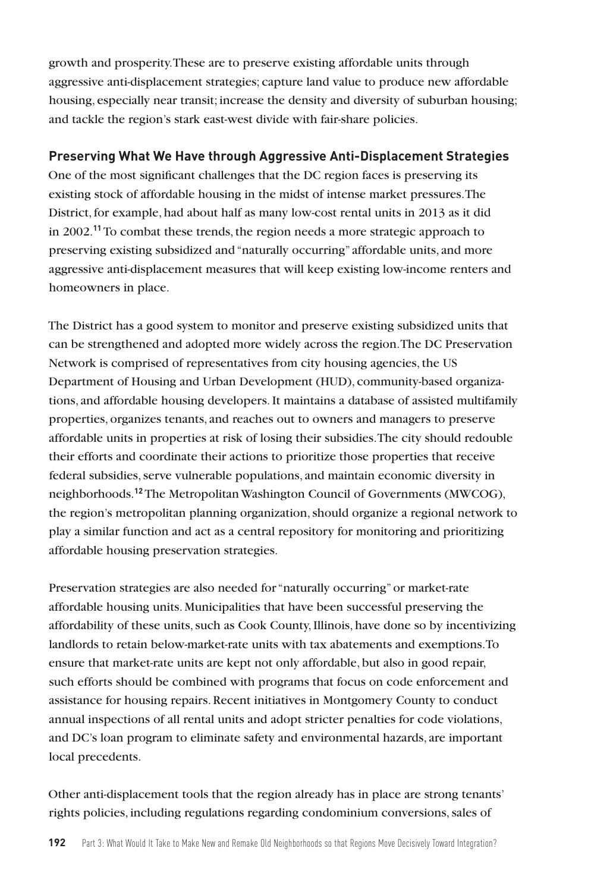growth and prosperity. These are to preserve existing affordable units through aggressive anti-displacement strategies; capture land value to produce new affordable housing, especially near transit; increase the density and diversity of suburban housing; and tackle the region's stark east-west divide with fair-share policies.

## Preserving What We Have through Aggressive Anti-Displacement Strategies

One of the most significant challenges that the DC region faces is preserving its existing stock of affordable housing in the midst of intense market pressures. The District, for example, had about half as many low-cost rental units in 2013 as it did in 2002.[11] To combat these trends, the region needs a more strategic approach to preserving existing subsidized and "naturally occurring" affordable units, and more aggressive anti-displacement measures that will keep existing low-income renters and homeowners in place.

The District has a good system to monitor and preserve existing subsidized units that can be strengthened and adopted more widely across the region. The DC Preservation Network is comprised of representatives from city housing agencies, the US Department of Housing and Urban Development (HUD), community-based organizations, and affordable housing developers. It maintains a database of assisted multifamily properties, organizes tenants, and reaches out to owners and managers to preserve affordable units in properties at risk of losing their subsidies. The city should redouble their efforts and coordinate their actions to prioritize those properties that receive federal subsidies, serve vulnerable populations, and maintain economic diversity in neighborhoods.[12] The Metropolitan Washington Council of Governments (MWCOG), the region's metropolitan planning organization, should organize a regional network to play a similar function and act as a central repository for monitoring and prioritizing affordable housing preservation strategies.

Preservation strategies are also needed for "naturally occurring" or market-rate affordable housing units. Municipalities that have been successful preserving the affordability of these units, such as Cook County, Illinois, have done so by incentivizing landlords to retain below-market-rate units with tax abatements and exemptions. To ensure that market-rate units are kept not only affordable, but also in good repair, such efforts should be combined with programs that focus on code enforcement and assistance for housing repairs. Recent initiatives in Montgomery County to conduct annual inspections of all rental units and adopt stricter penalties for code violations, and DC's loan program to eliminate safety and environmental hazards, are important local precedents.

Other anti-displacement tools that the region already has in place are strong tenants' rights policies, including regulations regarding condominium conversions, sales of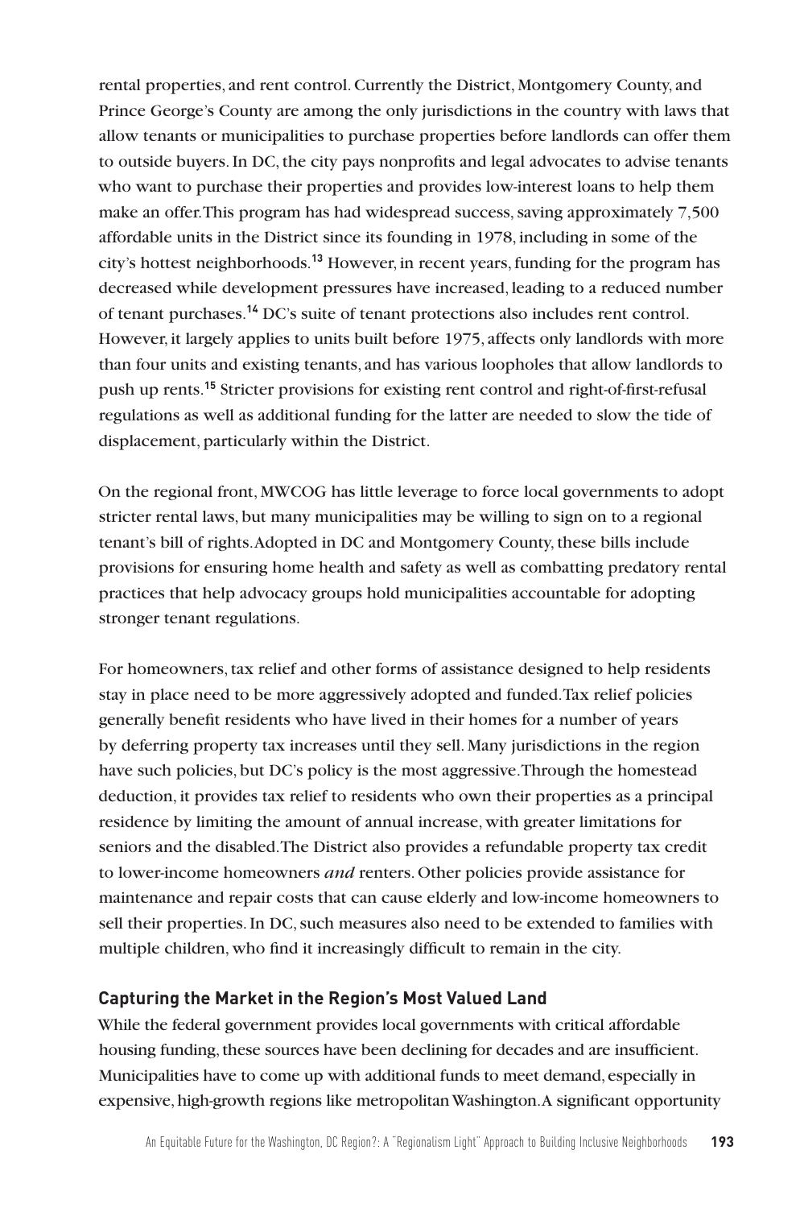rental properties, and rent control. Currently the District, Montgomery County, and Prince George's County are among the only jurisdictions in the country with laws that allow tenants or municipalities to purchase properties before landlords can offer them to outside buyers. In DC, the city pays nonprofits and legal advocates to advise tenants who want to purchase their properties and provides low-interest loans to help them make an offer. This program has had widespread success, saving approximately 7,500 affordable units in the District since its founding in 1978, including in some of the city's hottest neighborhoods.[13] However, in recent years, funding for the program has decreased while development pressures have increased, leading to a reduced number of tenant purchases.[14] DC's suite of tenant protections also includes rent control. However, it largely applies to units built before 1975, affects only landlords with more than four units and existing tenants, and has various loopholes that allow landlords to push up rents.[15] Stricter provisions for existing rent control and right-of-first-refusal regulations as well as additional funding for the latter are needed to slow the tide of displacement, particularly within the District.

On the regional front, MWCOG has little leverage to force local governments to adopt stricter rental laws, but many municipalities may be willing to sign on to a regional tenant's bill of rights. Adopted in DC and Montgomery County, these bills include provisions for ensuring home health and safety as well as combatting predatory rental practices that help advocacy groups hold municipalities accountable for adopting stronger tenant regulations.

For homeowners, tax relief and other forms of assistance designed to help residents stay in place need to be more aggressively adopted and funded. Tax relief policies generally benefit residents who have lived in their homes for a number of years by deferring property tax increases until they sell. Many jurisdictions in the region have such policies, but DC's policy is the most aggressive. Through the homestead deduction, it provides tax relief to residents who own their properties as a principal residence by limiting the amount of annual increase, with greater limitations for seniors and the disabled. The District also provides a refundable property tax credit to lower-income homeowners *and* renters. Other policies provide assistance for maintenance and repair costs that can cause elderly and low-income homeowners to sell their properties. In DC, such measures also need to be extended to families with multiple children, who find it increasingly difficult to remain in the city.

### Capturing the Market in the Region's Most Valued Land

While the federal government provides local governments with critical affordable housing funding, these sources have been declining for decades and are insufficient. Municipalities have to come up with additional funds to meet demand, especially in expensive, high-growth regions like metropolitan Washington. A significant opportunity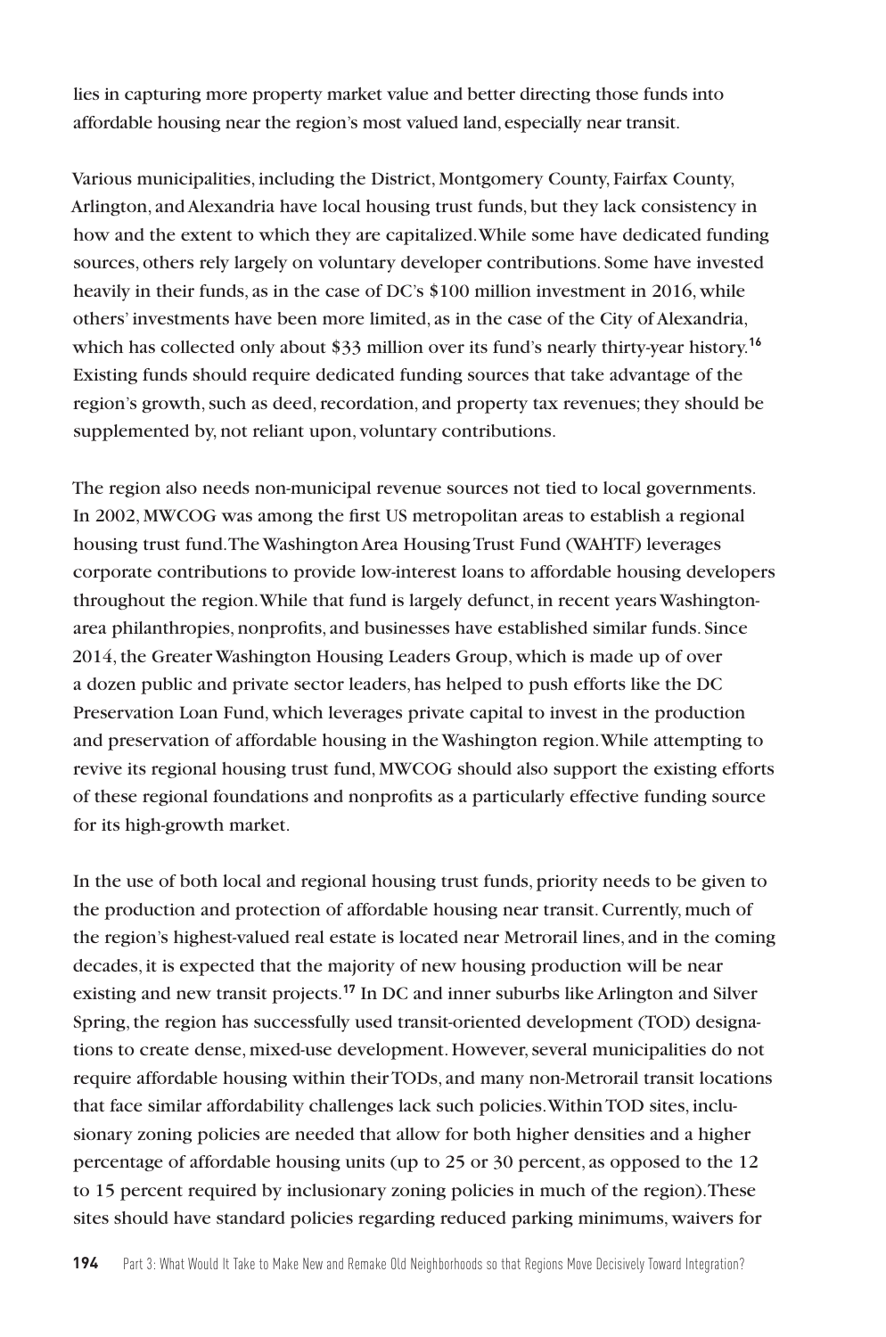lies in capturing more property market value and better directing those funds into affordable housing near the region's most valued land, especially near transit.

Various municipalities, including the District, Montgomery County, Fairfax County, Arlington, and Alexandria have local housing trust funds, but they lack consistency in how and the extent to which they are capitalized. While some have dedicated funding sources, others rely largely on voluntary developer contributions. Some have invested heavily in their funds, as in the case of DC's $100 million investment in 2016, while others' investments have been more limited, as in the case of the City of Alexandria, which has collected only about $33 million over its fund's nearly thirty-year history.[16] Existing funds should require dedicated funding sources that take advantage of the region's growth, such as deed, recordation, and property tax revenues; they should be supplemented by, not reliant upon, voluntary contributions.

The region also needs non-municipal revenue sources not tied to local governments. In 2002, MWCOG was among the first US metropolitan areas to establish a regional housing trust fund. The Washington Area Housing Trust Fund (WAHTF) leverages corporate contributions to provide low-interest loans to affordable housing developers throughout the region. While that fund is largely defunct, in recent years Washington-area philanthropies, nonprofits, and businesses have established similar funds. Since 2014, the Greater Washington Housing Leaders Group, which is made up of over a dozen public and private sector leaders, has helped to push efforts like the DC Preservation Loan Fund, which leverages private capital to invest in the production and preservation of affordable housing in the Washington region. While attempting to revive its regional housing trust fund, MWCOG should also support the existing efforts of these regional foundations and nonprofits as a particularly effective funding source for its high-growth market.

In the use of both local and regional housing trust funds, priority needs to be given to the production and protection of affordable housing near transit. Currently, much of the region's highest-valued real estate is located near Metrorail lines, and in the coming decades, it is expected that the majority of new housing production will be near existing and new transit projects.[17] In DC and inner suburbs like Arlington and Silver Spring, the region has successfully used transit-oriented development (TOD) designations to create dense, mixed-use development. However, several municipalities do not require affordable housing within their TODs, and many non-Metrorail transit locations that face similar affordability challenges lack such policies. Within TOD sites, inclusionary zoning policies are needed that allow for both higher densities and a higher percentage of affordable housing units (up to 25 or 30 percent, as opposed to the 12 to 15 percent required by inclusionary zoning policies in much of the region). These sites should have standard policies regarding reduced parking minimums, waivers for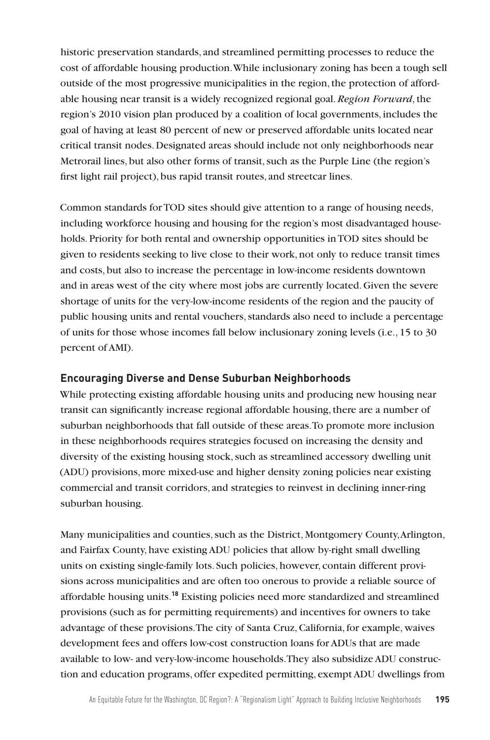historic preservation standards, and streamlined permitting processes to reduce the cost of affordable housing production. While inclusionary zoning has been a tough sell outside of the most progressive municipalities in the region, the protection of affordable housing near transit is a widely recognized regional goal. *Region Forward*, the region's 2010 vision plan produced by a coalition of local governments, includes the goal of having at least 80 percent of new or preserved affordable units located near critical transit nodes. Designated areas should include not only neighborhoods near Metrorail lines, but also other forms of transit, such as the Purple Line (the region's first light rail project), bus rapid transit routes, and streetcar lines.

Common standards for TOD sites should give attention to a range of housing needs, including workforce housing and housing for the region's most disadvantaged households. Priority for both rental and ownership opportunities in TOD sites should be given to residents seeking to live close to their work, not only to reduce transit times and costs, but also to increase the percentage in low-income residents downtown and in areas west of the city where most jobs are currently located. Given the severe shortage of units for the very-low-income residents of the region and the paucity of public housing units and rental vouchers, standards also need to include a percentage of units for those whose incomes fall below inclusionary zoning levels (i.e., 15 to 30 percent of AMI).

### Encouraging Diverse and Dense Suburban Neighborhoods

While protecting existing affordable housing units and producing new housing near transit can significantly increase regional affordable housing, there are a number of suburban neighborhoods that fall outside of these areas. To promote more inclusion in these neighborhoods requires strategies focused on increasing the density and diversity of the existing housing stock, such as streamlined accessory dwelling unit (ADU) provisions, more mixed-use and higher density zoning policies near existing commercial and transit corridors, and strategies to reinvest in declining inner-ring suburban housing.

Many municipalities and counties, such as the District, Montgomery County, Arlington, and Fairfax County, have existing ADU policies that allow by-right small dwelling units on existing single-family lots. Such policies, however, contain different provisions across municipalities and are often too onerous to provide a reliable source of affordable housing units.[18] Existing policies need more standardized and streamlined provisions (such as for permitting requirements) and incentives for owners to take advantage of these provisions. The city of Santa Cruz, California, for example, waives development fees and offers low-cost construction loans for ADUs that are made available to low- and very-low-income households. They also subsidize ADU construction and education programs, offer expedited permitting, exempt ADU dwellings from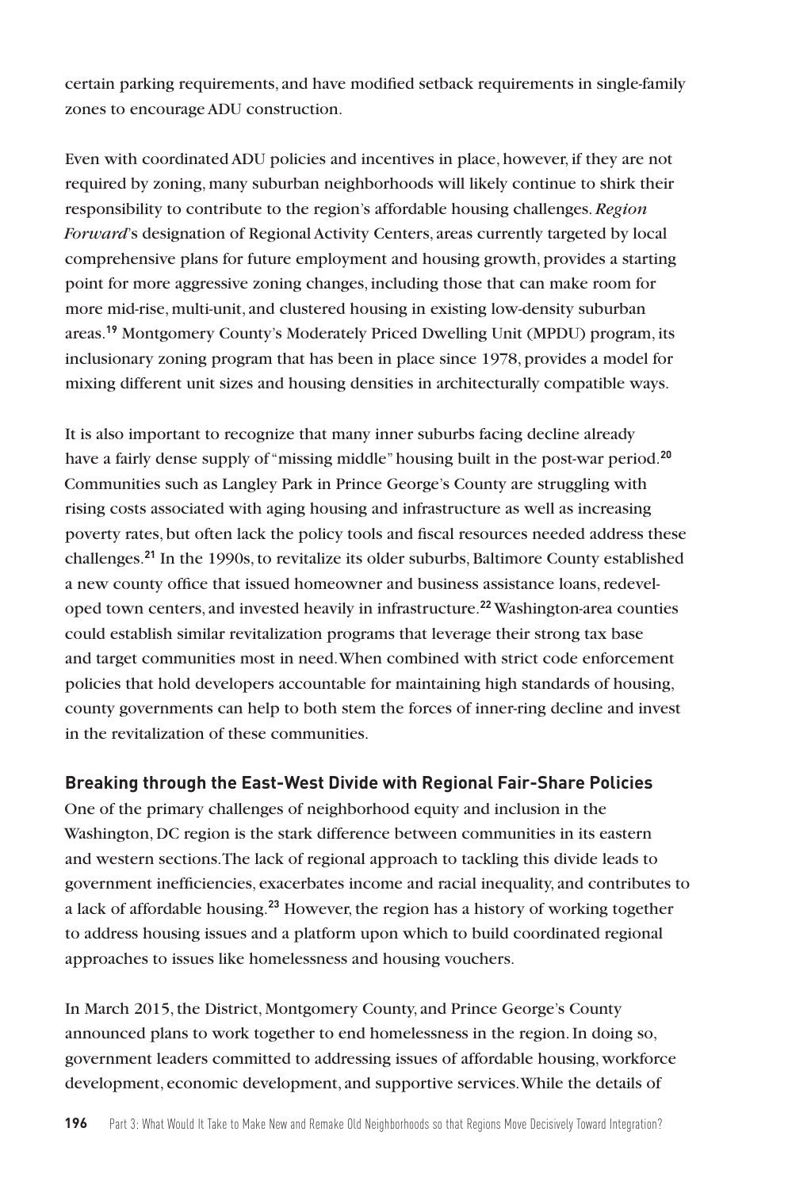certain parking requirements, and have modified setback requirements in single-family zones to encourage ADU construction.

Even with coordinated ADU policies and incentives in place, however, if they are not required by zoning, many suburban neighborhoods will likely continue to shirk their responsibility to contribute to the region's affordable housing challenges. *Region Forward*'s designation of Regional Activity Centers, areas currently targeted by local comprehensive plans for future employment and housing growth, provides a starting point for more aggressive zoning changes, including those that can make room for more mid-rise, multi-unit, and clustered housing in existing low-density suburban areas.[19] Montgomery County's Moderately Priced Dwelling Unit (MPDU) program, its inclusionary zoning program that has been in place since 1978, provides a model for mixing different unit sizes and housing densities in architecturally compatible ways.

It is also important to recognize that many inner suburbs facing decline already have a fairly dense supply of "missing middle" housing built in the post-war period.[20] Communities such as Langley Park in Prince George's County are struggling with rising costs associated with aging housing and infrastructure as well as increasing poverty rates, but often lack the policy tools and fiscal resources needed address these challenges.[21] In the 1990s, to revitalize its older suburbs, Baltimore County established a new county office that issued homeowner and business assistance loans, redeveloped town centers, and invested heavily in infrastructure.[22] Washington-area counties could establish similar revitalization programs that leverage their strong tax base and target communities most in need. When combined with strict code enforcement policies that hold developers accountable for maintaining high standards of housing, county governments can help to both stem the forces of inner-ring decline and invest in the revitalization of these communities.

### Breaking through the East-West Divide with Regional Fair-Share Policies

One of the primary challenges of neighborhood equity and inclusion in the Washington, DC region is the stark difference between communities in its eastern and western sections. The lack of regional approach to tackling this divide leads to government inefficiencies, exacerbates income and racial inequality, and contributes to a lack of affordable housing.[23] However, the region has a history of working together to address housing issues and a platform upon which to build coordinated regional approaches to issues like homelessness and housing vouchers.

In March 2015, the District, Montgomery County, and Prince George's County announced plans to work together to end homelessness in the region. In doing so, government leaders committed to addressing issues of affordable housing, workforce development, economic development, and supportive services. While the details of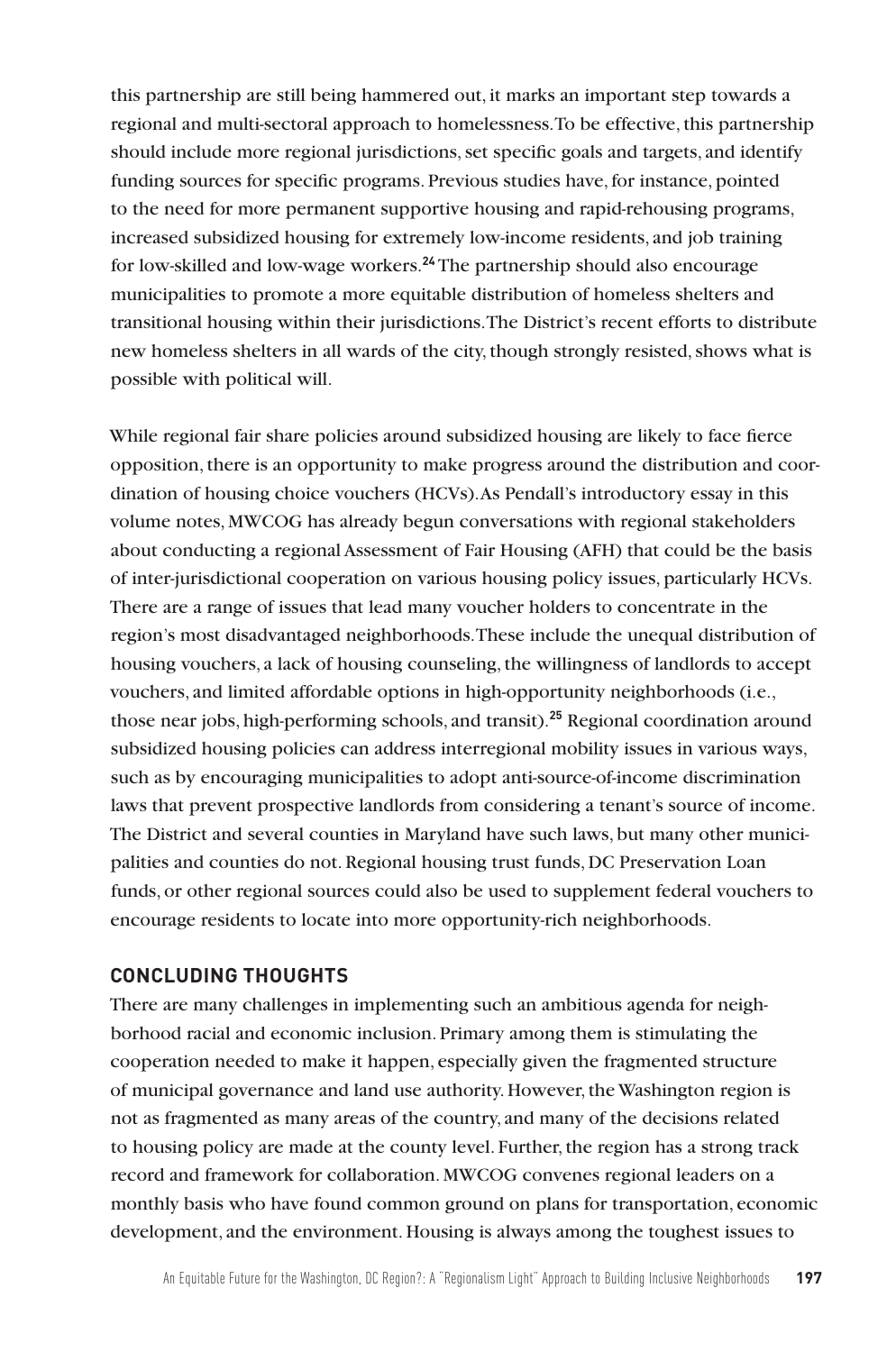this partnership are still being hammered out, it marks an important step towards a regional and multi-sectoral approach to homelessness. To be effective, this partnership should include more regional jurisdictions, set specific goals and targets, and identify funding sources for specific programs. Previous studies have, for instance, pointed to the need for more permanent supportive housing and rapid-rehousing programs, increased subsidized housing for extremely low-income residents, and job training for low-skilled and low-wage workers.[24] The partnership should also encourage municipalities to promote a more equitable distribution of homeless shelters and transitional housing within their jurisdictions. The District's recent efforts to distribute new homeless shelters in all wards of the city, though strongly resisted, shows what is possible with political will.

While regional fair share policies around subsidized housing are likely to face fierce opposition, there is an opportunity to make progress around the distribution and coordination of housing choice vouchers (HCVs). As Pendall's introductory essay in this volume notes, MWCOG has already begun conversations with regional stakeholders about conducting a regional Assessment of Fair Housing (AFH) that could be the basis of inter-jurisdictional cooperation on various housing policy issues, particularly HCVs. There are a range of issues that lead many voucher holders to concentrate in the region's most disadvantaged neighborhoods. These include the unequal distribution of housing vouchers, a lack of housing counseling, the willingness of landlords to accept vouchers, and limited affordable options in high-opportunity neighborhoods (i.e., those near jobs, high-performing schools, and transit).[25] Regional coordination around subsidized housing policies can address interregional mobility issues in various ways, such as by encouraging municipalities to adopt anti-source-of-income discrimination laws that prevent prospective landlords from considering a tenant's source of income. The District and several counties in Maryland have such laws, but many other municipalities and counties do not. Regional housing trust funds, DC Preservation Loan funds, or other regional sources could also be used to supplement federal vouchers to encourage residents to locate into more opportunity-rich neighborhoods.

## CONCLUDING THOUGHTS

There are many challenges in implementing such an ambitious agenda for neighborhood racial and economic inclusion. Primary among them is stimulating the cooperation needed to make it happen, especially given the fragmented structure of municipal governance and land use authority. However, the Washington region is not as fragmented as many areas of the country, and many of the decisions related to housing policy are made at the county level. Further, the region has a strong track record and framework for collaboration. MWCOG convenes regional leaders on a monthly basis who have found common ground on plans for transportation, economic development, and the environment. Housing is always among the toughest issues to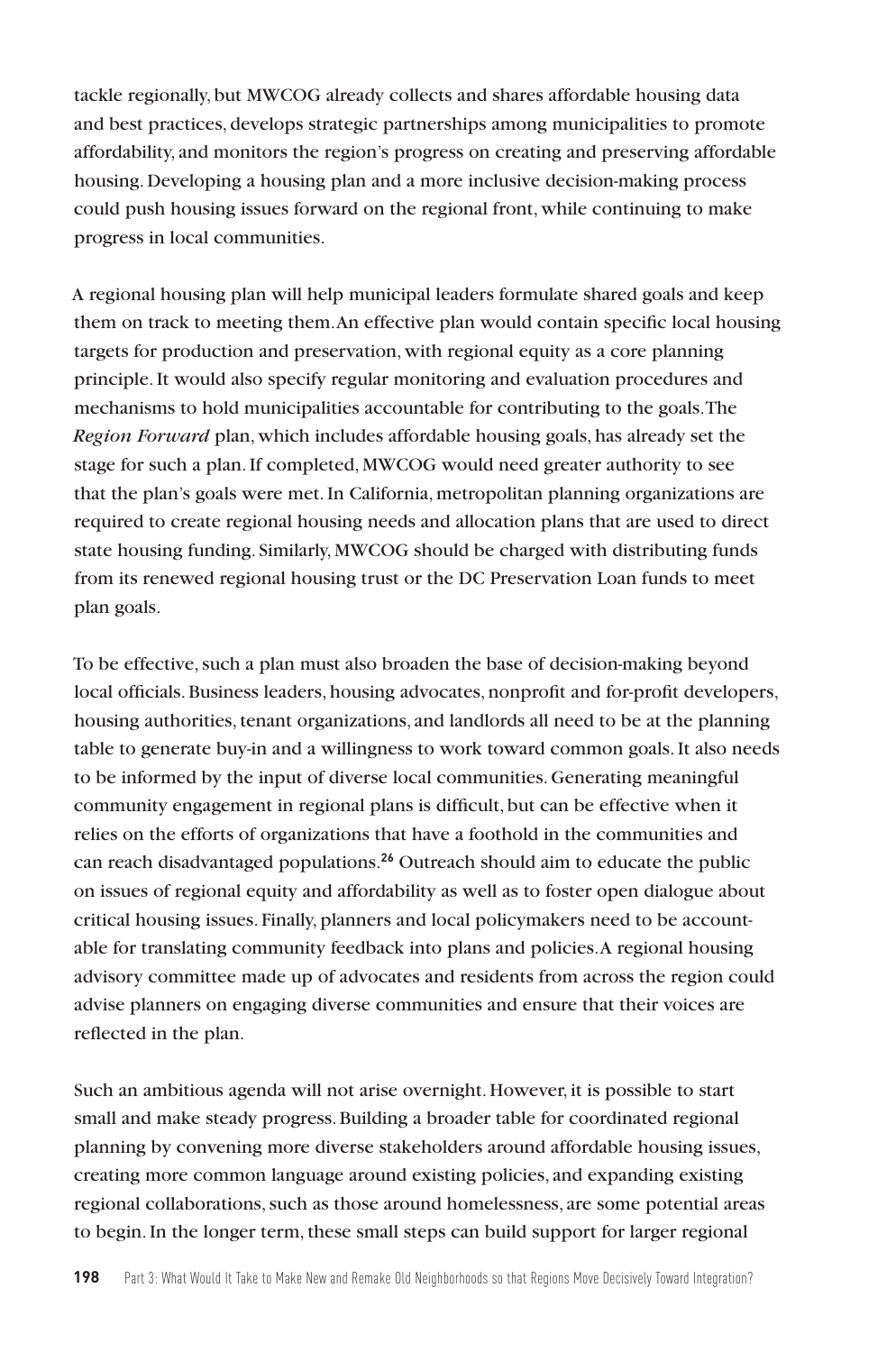tackle regionally, but MWCOG already collects and shares affordable housing data and best practices, develops strategic partnerships among municipalities to promote affordability, and monitors the region's progress on creating and preserving affordable housing. Developing a housing plan and a more inclusive decision-making process could push housing issues forward on the regional front, while continuing to make progress in local communities.

A regional housing plan will help municipal leaders formulate shared goals and keep them on track to meeting them. An effective plan would contain specific local housing targets for production and preservation, with regional equity as a core planning principle. It would also specify regular monitoring and evaluation procedures and mechanisms to hold municipalities accountable for contributing to the goals. The *Region Forward* plan, which includes affordable housing goals, has already set the stage for such a plan. If completed, MWCOG would need greater authority to see that the plan's goals were met. In California, metropolitan planning organizations are required to create regional housing needs and allocation plans that are used to direct state housing funding. Similarly, MWCOG should be charged with distributing funds from its renewed regional housing trust or the DC Preservation Loan funds to meet plan goals.

To be effective, such a plan must also broaden the base of decision-making beyond local officials. Business leaders, housing advocates, nonprofit and for-profit developers, housing authorities, tenant organizations, and landlords all need to be at the planning table to generate buy-in and a willingness to work toward common goals. It also needs to be informed by the input of diverse local communities. Generating meaningful community engagement in regional plans is difficult, but can be effective when it relies on the efforts of organizations that have a foothold in the communities and can reach disadvantaged populations.[26] Outreach should aim to educate the public on issues of regional equity and affordability as well as to foster open dialogue about critical housing issues. Finally, planners and local policymakers need to be accountable for translating community feedback into plans and policies. A regional housing advisory committee made up of advocates and residents from across the region could advise planners on engaging diverse communities and ensure that their voices are reflected in the plan.

Such an ambitious agenda will not arise overnight. However, it is possible to start small and make steady progress. Building a broader table for coordinated regional planning by convening more diverse stakeholders around affordable housing issues, creating more common language around existing policies, and expanding existing regional collaborations, such as those around homelessness, are some potential areas to begin. In the longer term, these small steps can build support for larger regional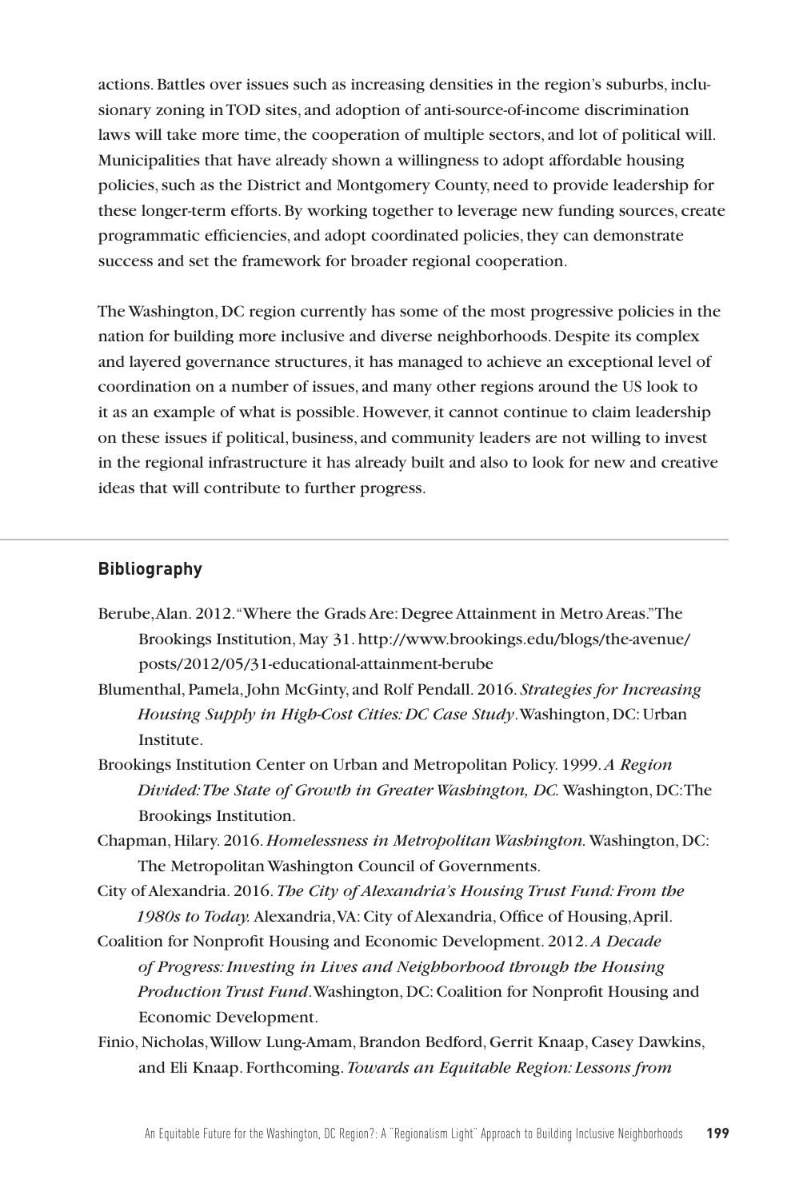actions. Battles over issues such as increasing densities in the region's suburbs, inclusionary zoning in TOD sites, and adoption of anti-source-of-income discrimination laws will take more time, the cooperation of multiple sectors, and lot of political will. Municipalities that have already shown a willingness to adopt affordable housing policies, such as the District and Montgomery County, need to provide leadership for these longer-term efforts. By working together to leverage new funding sources, create programmatic efficiencies, and adopt coordinated policies, they can demonstrate success and set the framework for broader regional cooperation.

The Washington, DC region currently has some of the most progressive policies in the nation for building more inclusive and diverse neighborhoods. Despite its complex and layered governance structures, it has managed to achieve an exceptional level of coordination on a number of issues, and many other regions around the US look to it as an example of what is possible. However, it cannot continue to claim leadership on these issues if political, business, and community leaders are not willing to invest in the regional infrastructure it has already built and also to look for new and creative ideas that will contribute to further progress.

## Bibliography

Berube, Alan. 2012. "Where the Grads Are: Degree Attainment in Metro Areas." The Brookings Institution, May 31. http://www.brookings.edu/blogs/the-avenue/posts/2012/05/31-educational-attainment-berube

Blumenthal, Pamela, John McGinty, and Rolf Pendall. 2016. *Strategies for Increasing Housing Supply in High-Cost Cities: DC Case Study*. Washington, DC: Urban Institute.

Brookings Institution Center on Urban and Metropolitan Policy. 1999. *A Region Divided: The State of Growth in Greater Washington, DC.* Washington, DC: The Brookings Institution.

Chapman, Hilary. 2016. *Homelessness in Metropolitan Washington.* Washington, DC: The Metropolitan Washington Council of Governments.

City of Alexandria. 2016. *The City of Alexandria's Housing Trust Fund: From the 1980s to Today.* Alexandria, VA: City of Alexandria, Office of Housing, April.

Coalition for Nonprofit Housing and Economic Development. 2012. *A Decade of Progress: Investing in Lives and Neighborhood through the Housing Production Trust Fund*. Washington, DC: Coalition for Nonprofit Housing and Economic Development.

Finio, Nicholas, Willow Lung-Amam, Brandon Bedford, Gerrit Knaap, Casey Dawkins, and Eli Knaap. Forthcoming. *Towards an Equitable Region: Lessons from*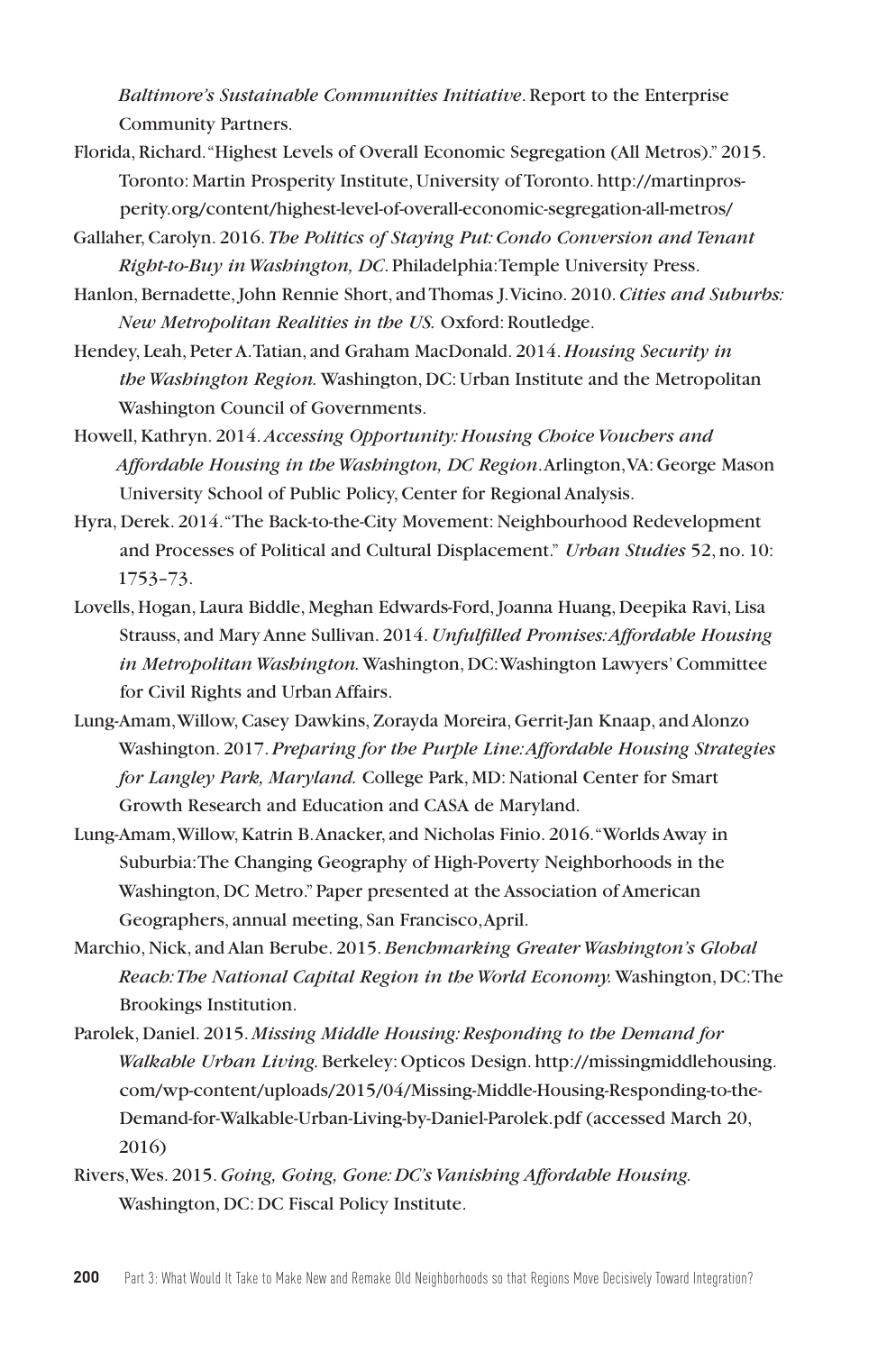*Baltimore's Sustainable Communities Initiative*. Report to the Enterprise Community Partners.

Florida, Richard. "Highest Levels of Overall Economic Segregation (All Metros)." 2015. Toronto: Martin Prosperity Institute, University of Toronto. http://martinprosperity.org/content/highest-level-of-overall-economic-segregation-all-metros/

Gallaher, Carolyn. 2016. *The Politics of Staying Put: Condo Conversion and Tenant Right-to-Buy in Washington, DC*. Philadelphia: Temple University Press.

Hanlon, Bernadette, John Rennie Short, and Thomas J. Vicino. 2010. *Cities and Suburbs: New Metropolitan Realities in the US.* Oxford: Routledge.

Hendey, Leah, Peter A. Tatian, and Graham MacDonald. 2014. *Housing Security in the Washington Region.* Washington, DC: Urban Institute and the Metropolitan Washington Council of Governments.

Howell, Kathryn. 2014. *Accessing Opportunity: Housing Choice Vouchers and Affordable Housing in the Washington, DC Region*. Arlington, VA: George Mason University School of Public Policy, Center for Regional Analysis.

Hyra, Derek. 2014. "The Back-to-the-City Movement: Neighbourhood Redevelopment and Processes of Political and Cultural Displacement." *Urban Studies* 52, no. 10: 1753–73.

Lovells, Hogan, Laura Biddle, Meghan Edwards-Ford, Joanna Huang, Deepika Ravi, Lisa Strauss, and Mary Anne Sullivan. 2014. *Unfulfilled Promises: Affordable Housing in Metropolitan Washington.* Washington, DC: Washington Lawyers' Committee for Civil Rights and Urban Affairs.

Lung-Amam, Willow, Casey Dawkins, Zorayda Moreira, Gerrit-Jan Knaap, and Alonzo Washington. 2017. *Preparing for the Purple Line: Affordable Housing Strategies for Langley Park, Maryland.* College Park, MD: National Center for Smart Growth Research and Education and CASA de Maryland.

Lung-Amam, Willow, Katrin B. Anacker, and Nicholas Finio. 2016. "Worlds Away in Suburbia: The Changing Geography of High-Poverty Neighborhoods in the Washington, DC Metro." Paper presented at the Association of American Geographers, annual meeting, San Francisco, April.

Marchio, Nick, and Alan Berube. 2015. *Benchmarking Greater Washington's Global Reach: The National Capital Region in the World Economy.* Washington, DC: The Brookings Institution.

Parolek, Daniel. 2015. *Missing Middle Housing: Responding to the Demand for Walkable Urban Living.* Berkeley: Opticos Design. http://missingmiddlehousing.com/wp-content/uploads/2015/04/Missing-Middle-Housing-Responding-to-the-Demand-for-Walkable-Urban-Living-by-Daniel-Parolek.pdf (accessed March 20, 2016)

Rivers, Wes. 2015. *Going, Going, Gone: DC's Vanishing Affordable Housing.* Washington, DC: DC Fiscal Policy Institute.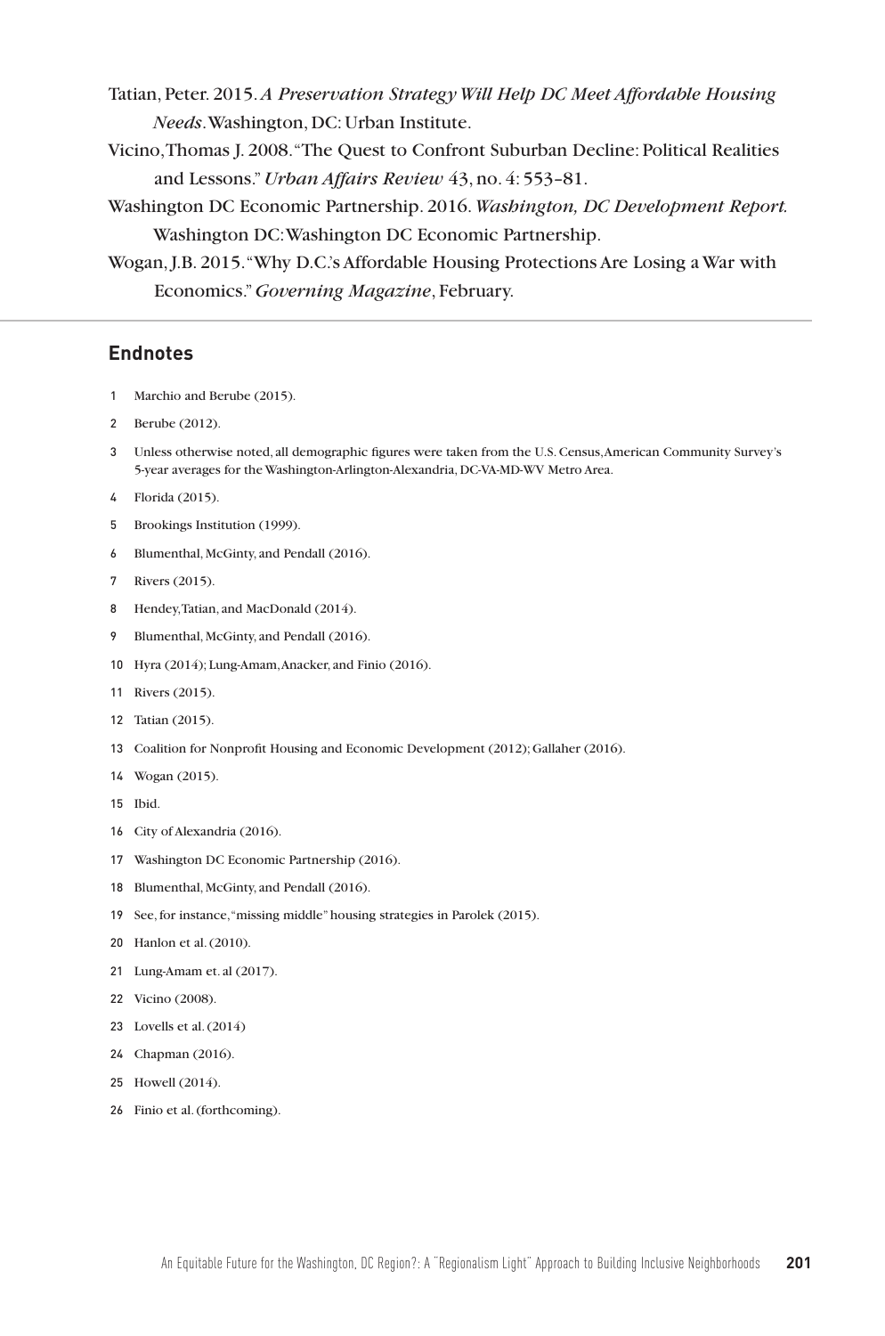Tatian, Peter. 2015. *A Preservation Strategy Will Help DC Meet Affordable Housing Needs*. Washington, DC: Urban Institute.

Vicino, Thomas J. 2008. "The Quest to Confront Suburban Decline: Political Realities and Lessons." *Urban Affairs Review* 43, no. 4: 553–81.

Washington DC Economic Partnership. 2016. *Washington, DC Development Report.* Washington DC: Washington DC Economic Partnership.

Wogan, J.B. 2015. "Why D.C.'s Affordable Housing Protections Are Losing a War with Economics." *Governing Magazine*, February.

## Endnotes

1. Marchio and Berube (2015).
2. Berube (2012).
3. Unless otherwise noted, all demographic figures were taken from the U.S. Census, American Community Survey's 5-year averages for the Washington-Arlington-Alexandria, DC-VA-MD-WV Metro Area.
4. Florida (2015).
5. Brookings Institution (1999).
6. Blumenthal, McGinty, and Pendall (2016).
7. Rivers (2015).
8. Hendey, Tatian, and MacDonald (2014).
9. Blumenthal, McGinty, and Pendall (2016).
10. Hyra (2014); Lung-Amam, Anacker, and Finio (2016).
11. Rivers (2015).
12. Tatian (2015).
13. Coalition for Nonprofit Housing and Economic Development (2012); Gallaher (2016).
14. Wogan (2015).
15. Ibid.
16. City of Alexandria (2016).
17. Washington DC Economic Partnership (2016).
18. Blumenthal, McGinty, and Pendall (2016).
19. See, for instance, "missing middle" housing strategies in Parolek (2015).
20. Hanlon et al. (2010).
21. Lung-Amam et. al (2017).
22. Vicino (2008).
23. Lovells et al. (2014)
24. Chapman (2016).
25. Howell (2014).
26. Finio et al. (forthcoming).